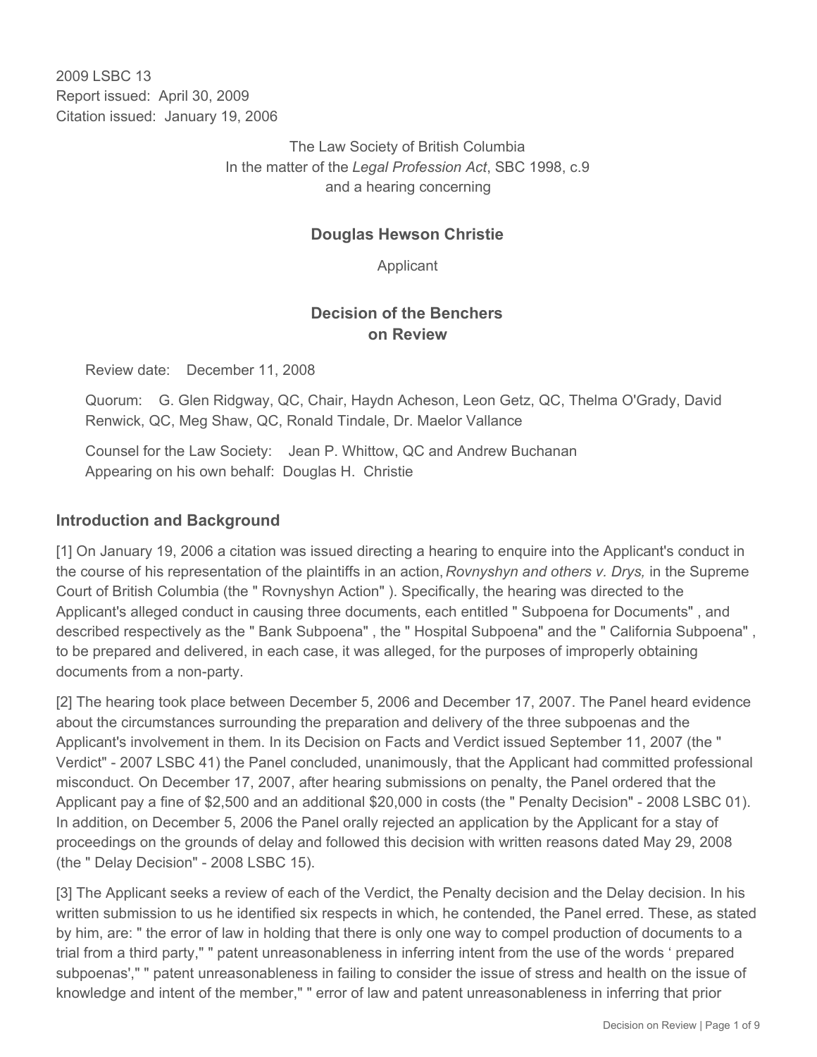2009 LSBC 13
Report issued: April 30, 2009
Citation issued: January 19, 2006

The Law Society of British Columbia
In the matter of the *Legal Profession Act*, SBC 1998, c.9
and a hearing concerning

**Douglas Hewson Christie**

Applicant

## Decision of the Benchers on Review

Review date: December 11, 2008

Quorum: G. Glen Ridgway, QC, Chair, Haydn Acheson, Leon Getz, QC, Thelma O'Grady, David Renwick, QC, Meg Shaw, QC, Ronald Tindale, Dr. Maelor Vallance

Counsel for the Law Society: Jean P. Whittow, QC and Andrew Buchanan
Appearing on his own behalf: Douglas H. Christie

### Introduction and Background

[1] On January 19, 2006 a citation was issued directing a hearing to enquire into the Applicant's conduct in the course of his representation of the plaintiffs in an action, *Rovnyshyn and others v. Drys,* in the Supreme Court of British Columbia (the " Rovnyshyn Action" ). Specifically, the hearing was directed to the Applicant's alleged conduct in causing three documents, each entitled " Subpoena for Documents" , and described respectively as the " Bank Subpoena" , the " Hospital Subpoena" and the " California Subpoena" , to be prepared and delivered, in each case, it was alleged, for the purposes of improperly obtaining documents from a non-party.

[2] The hearing took place between December 5, 2006 and December 17, 2007. The Panel heard evidence about the circumstances surrounding the preparation and delivery of the three subpoenas and the Applicant's involvement in them. In its Decision on Facts and Verdict issued September 11, 2007 (the " Verdict" - 2007 LSBC 41) the Panel concluded, unanimously, that the Applicant had committed professional misconduct. On December 17, 2007, after hearing submissions on penalty, the Panel ordered that the Applicant pay a fine of $2,500 and an additional $20,000 in costs (the " Penalty Decision" - 2008 LSBC 01). In addition, on December 5, 2006 the Panel orally rejected an application by the Applicant for a stay of proceedings on the grounds of delay and followed this decision with written reasons dated May 29, 2008 (the " Delay Decision" - 2008 LSBC 15).

[3] The Applicant seeks a review of each of the Verdict, the Penalty decision and the Delay decision. In his written submission to us he identified six respects in which, he contended, the Panel erred. These, as stated by him, are: " the error of law in holding that there is only one way to compel production of documents to a trial from a third party," " patent unreasonableness in inferring intent from the use of the words ‘ prepared subpoenas'," " patent unreasonableness in failing to consider the issue of stress and health on the issue of knowledge and intent of the member," " error of law and patent unreasonableness in inferring that prior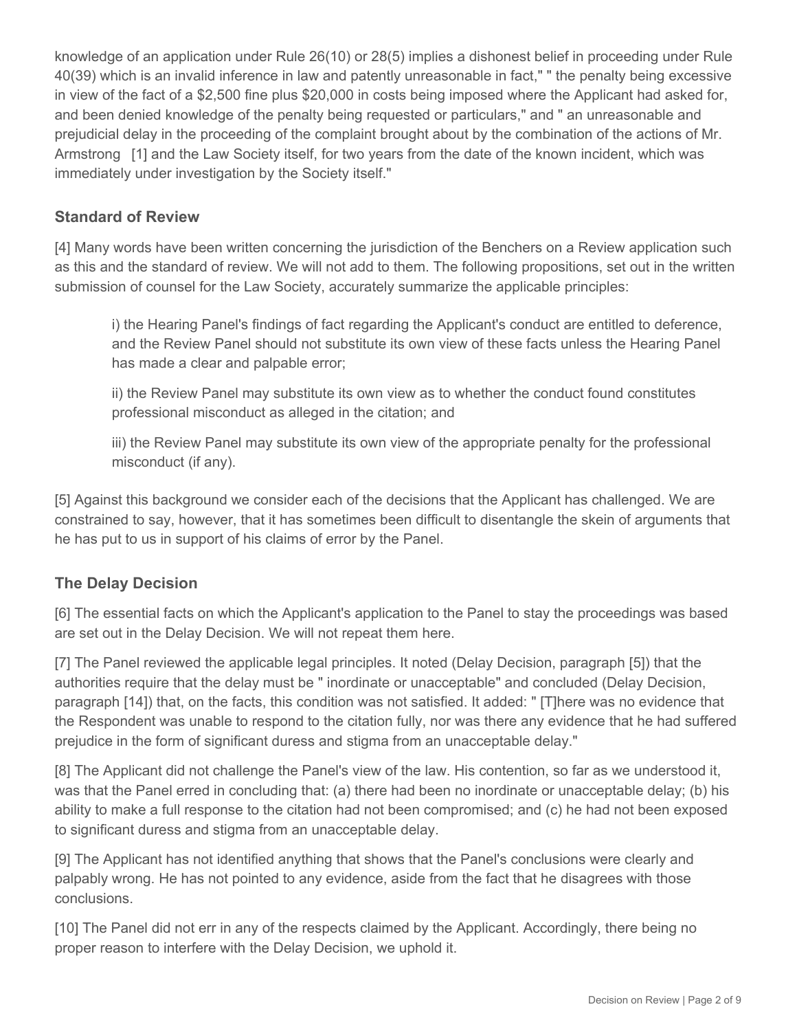knowledge of an application under Rule 26(10) or 28(5) implies a dishonest belief in proceeding under Rule 40(39) which is an invalid inference in law and patently unreasonable in fact," " the penalty being excessive in view of the fact of a $2,500 fine plus $20,000 in costs being imposed where the Applicant had asked for, and been denied knowledge of the penalty being requested or particulars," and " an unreasonable and prejudicial delay in the proceeding of the complaint brought about by the combination of the actions of Mr. Armstrong [1] and the Law Society itself, for two years from the date of the known incident, which was immediately under investigation by the Society itself."

## Standard of Review

[4] Many words have been written concerning the jurisdiction of the Benchers on a Review application such as this and the standard of review. We will not add to them. The following propositions, set out in the written submission of counsel for the Law Society, accurately summarize the applicable principles:

> i) the Hearing Panel's findings of fact regarding the Applicant's conduct are entitled to deference, and the Review Panel should not substitute its own view of these facts unless the Hearing Panel has made a clear and palpable error;
>
> ii) the Review Panel may substitute its own view as to whether the conduct found constitutes professional misconduct as alleged in the citation; and
>
> iii) the Review Panel may substitute its own view of the appropriate penalty for the professional misconduct (if any).

[5] Against this background we consider each of the decisions that the Applicant has challenged. We are constrained to say, however, that it has sometimes been difficult to disentangle the skein of arguments that he has put to us in support of his claims of error by the Panel.

## The Delay Decision

[6] The essential facts on which the Applicant's application to the Panel to stay the proceedings was based are set out in the Delay Decision. We will not repeat them here.

[7] The Panel reviewed the applicable legal principles. It noted (Delay Decision, paragraph [5]) that the authorities require that the delay must be " inordinate or unacceptable" and concluded (Delay Decision, paragraph [14]) that, on the facts, this condition was not satisfied. It added: " [T]here was no evidence that the Respondent was unable to respond to the citation fully, nor was there any evidence that he had suffered prejudice in the form of significant duress and stigma from an unacceptable delay."

[8] The Applicant did not challenge the Panel's view of the law. His contention, so far as we understood it, was that the Panel erred in concluding that: (a) there had been no inordinate or unacceptable delay; (b) his ability to make a full response to the citation had not been compromised; and (c) he had not been exposed to significant duress and stigma from an unacceptable delay.

[9] The Applicant has not identified anything that shows that the Panel's conclusions were clearly and palpably wrong. He has not pointed to any evidence, aside from the fact that he disagrees with those conclusions.

[10] The Panel did not err in any of the respects claimed by the Applicant. Accordingly, there being no proper reason to interfere with the Delay Decision, we uphold it.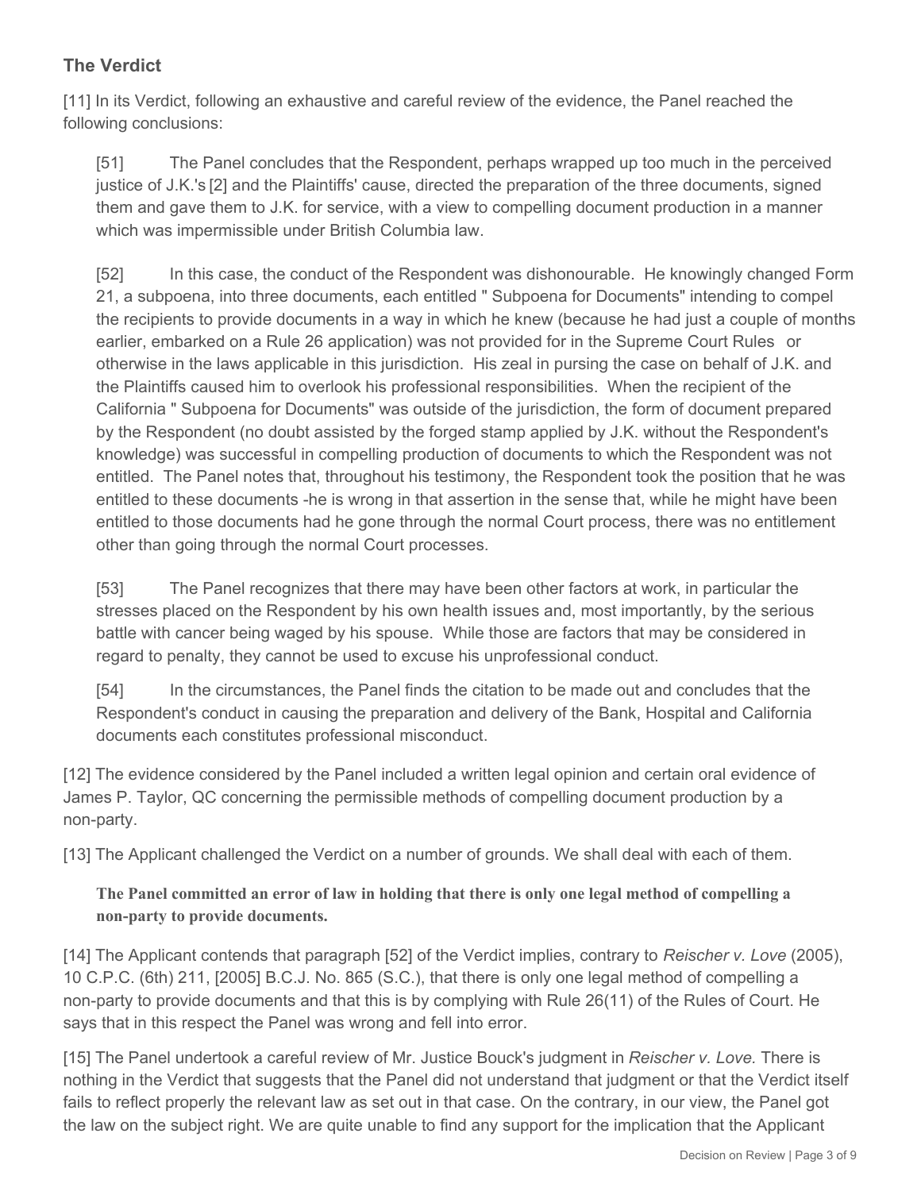## The Verdict

[11] In its Verdict, following an exhaustive and careful review of the evidence, the Panel reached the following conclusions:

> [51] The Panel concludes that the Respondent, perhaps wrapped up too much in the perceived justice of J.K.'s [2] and the Plaintiffs' cause, directed the preparation of the three documents, signed them and gave them to J.K. for service, with a view to compelling document production in a manner which was impermissible under British Columbia law.
>
> [52] In this case, the conduct of the Respondent was dishonourable. He knowingly changed Form 21, a subpoena, into three documents, each entitled " Subpoena for Documents" intending to compel the recipients to provide documents in a way in which he knew (because he had just a couple of months earlier, embarked on a Rule 26 application) was not provided for in the Supreme Court Rules or otherwise in the laws applicable in this jurisdiction. His zeal in pursing the case on behalf of J.K. and the Plaintiffs caused him to overlook his professional responsibilities. When the recipient of the California " Subpoena for Documents" was outside of the jurisdiction, the form of document prepared by the Respondent (no doubt assisted by the forged stamp applied by J.K. without the Respondent's knowledge) was successful in compelling production of documents to which the Respondent was not entitled. The Panel notes that, throughout his testimony, the Respondent took the position that he was entitled to these documents -he is wrong in that assertion in the sense that, while he might have been entitled to those documents had he gone through the normal Court process, there was no entitlement other than going through the normal Court processes.
>
> [53] The Panel recognizes that there may have been other factors at work, in particular the stresses placed on the Respondent by his own health issues and, most importantly, by the serious battle with cancer being waged by his spouse. While those are factors that may be considered in regard to penalty, they cannot be used to excuse his unprofessional conduct.
>
> [54] In the circumstances, the Panel finds the citation to be made out and concludes that the Respondent's conduct in causing the preparation and delivery of the Bank, Hospital and California documents each constitutes professional misconduct.

[12] The evidence considered by the Panel included a written legal opinion and certain oral evidence of James P. Taylor, QC concerning the permissible methods of compelling document production by a non-party.

[13] The Applicant challenged the Verdict on a number of grounds. We shall deal with each of them.

> **The Panel committed an error of law in holding that there is only one legal method of compelling a non-party to provide documents.**

[14] The Applicant contends that paragraph [52] of the Verdict implies, contrary to *Reischer v. Love* (2005), 10 C.P.C. (6th) 211, [2005] B.C.J. No. 865 (S.C.), that there is only one legal method of compelling a non-party to provide documents and that this is by complying with Rule 26(11) of the Rules of Court. He says that in this respect the Panel was wrong and fell into error.

[15] The Panel undertook a careful review of Mr. Justice Bouck's judgment in *Reischer v. Love*. There is nothing in the Verdict that suggests that the Panel did not understand that judgment or that the Verdict itself fails to reflect properly the relevant law as set out in that case. On the contrary, in our view, the Panel got the law on the subject right. We are quite unable to find any support for the implication that the Applicant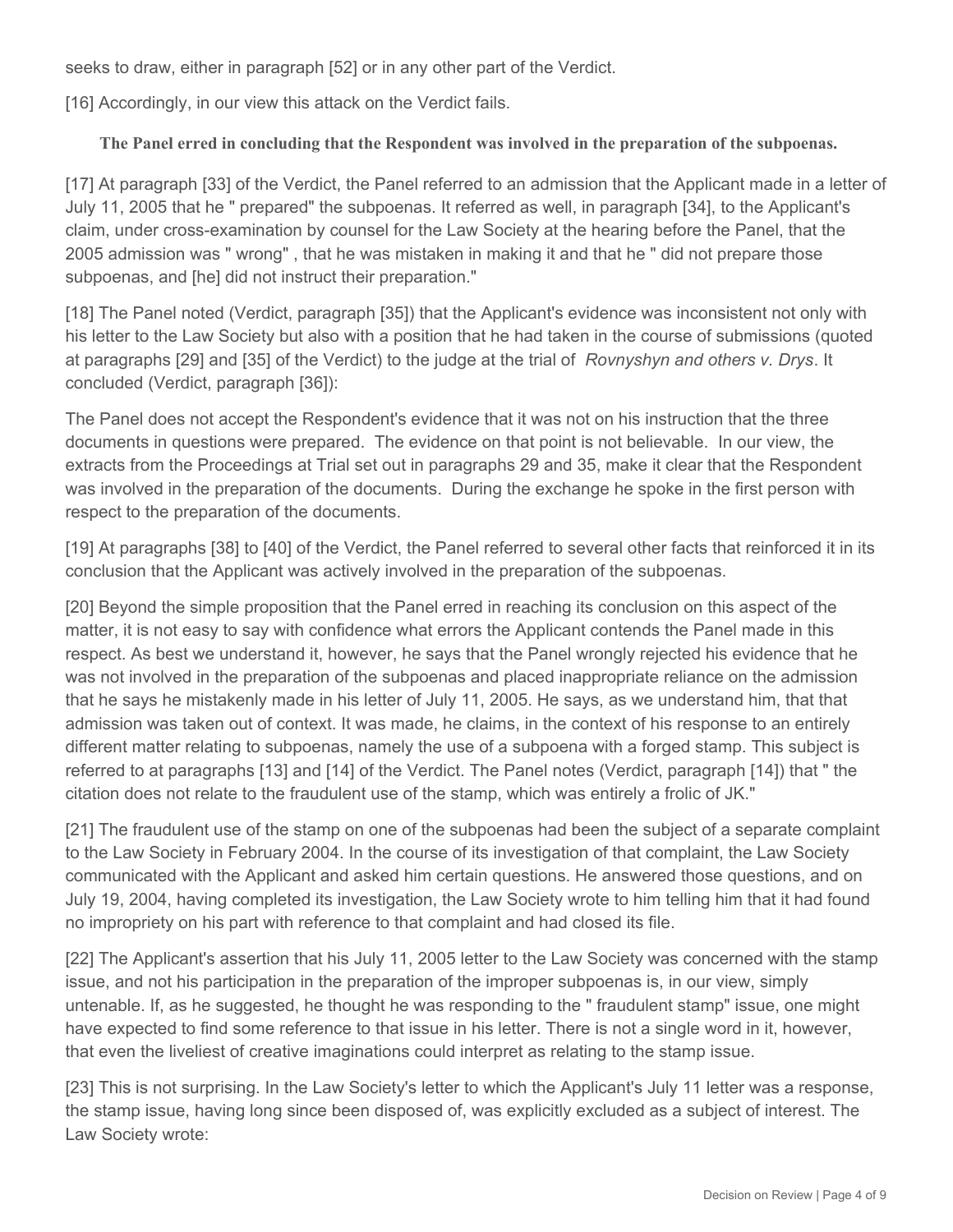seeks to draw, either in paragraph [52] or in any other part of the Verdict.

[16] Accordingly, in our view this attack on the Verdict fails.

**The Panel erred in concluding that the Respondent was involved in the preparation of the subpoenas.**

[17] At paragraph [33] of the Verdict, the Panel referred to an admission that the Applicant made in a letter of July 11, 2005 that he " prepared" the subpoenas. It referred as well, in paragraph [34], to the Applicant's claim, under cross-examination by counsel for the Law Society at the hearing before the Panel, that the 2005 admission was " wrong" , that he was mistaken in making it and that he " did not prepare those subpoenas, and [he] did not instruct their preparation."

[18] The Panel noted (Verdict, paragraph [35]) that the Applicant's evidence was inconsistent not only with his letter to the Law Society but also with a position that he had taken in the course of submissions (quoted at paragraphs [29] and [35] of the Verdict) to the judge at the trial of *Rovnyshyn and others v. Drys*. It concluded (Verdict, paragraph [36]):

The Panel does not accept the Respondent's evidence that it was not on his instruction that the three documents in questions were prepared. The evidence on that point is not believable. In our view, the extracts from the Proceedings at Trial set out in paragraphs 29 and 35, make it clear that the Respondent was involved in the preparation of the documents. During the exchange he spoke in the first person with respect to the preparation of the documents.

[19] At paragraphs [38] to [40] of the Verdict, the Panel referred to several other facts that reinforced it in its conclusion that the Applicant was actively involved in the preparation of the subpoenas.

[20] Beyond the simple proposition that the Panel erred in reaching its conclusion on this aspect of the matter, it is not easy to say with confidence what errors the Applicant contends the Panel made in this respect. As best we understand it, however, he says that the Panel wrongly rejected his evidence that he was not involved in the preparation of the subpoenas and placed inappropriate reliance on the admission that he says he mistakenly made in his letter of July 11, 2005. He says, as we understand him, that that admission was taken out of context. It was made, he claims, in the context of his response to an entirely different matter relating to subpoenas, namely the use of a subpoena with a forged stamp. This subject is referred to at paragraphs [13] and [14] of the Verdict. The Panel notes (Verdict, paragraph [14]) that " the citation does not relate to the fraudulent use of the stamp, which was entirely a frolic of JK."

[21] The fraudulent use of the stamp on one of the subpoenas had been the subject of a separate complaint to the Law Society in February 2004. In the course of its investigation of that complaint, the Law Society communicated with the Applicant and asked him certain questions. He answered those questions, and on July 19, 2004, having completed its investigation, the Law Society wrote to him telling him that it had found no impropriety on his part with reference to that complaint and had closed its file.

[22] The Applicant's assertion that his July 11, 2005 letter to the Law Society was concerned with the stamp issue, and not his participation in the preparation of the improper subpoenas is, in our view, simply untenable. If, as he suggested, he thought he was responding to the " fraudulent stamp" issue, one might have expected to find some reference to that issue in his letter. There is not a single word in it, however, that even the liveliest of creative imaginations could interpret as relating to the stamp issue.

[23] This is not surprising. In the Law Society's letter to which the Applicant's July 11 letter was a response, the stamp issue, having long since been disposed of, was explicitly excluded as a subject of interest. The Law Society wrote: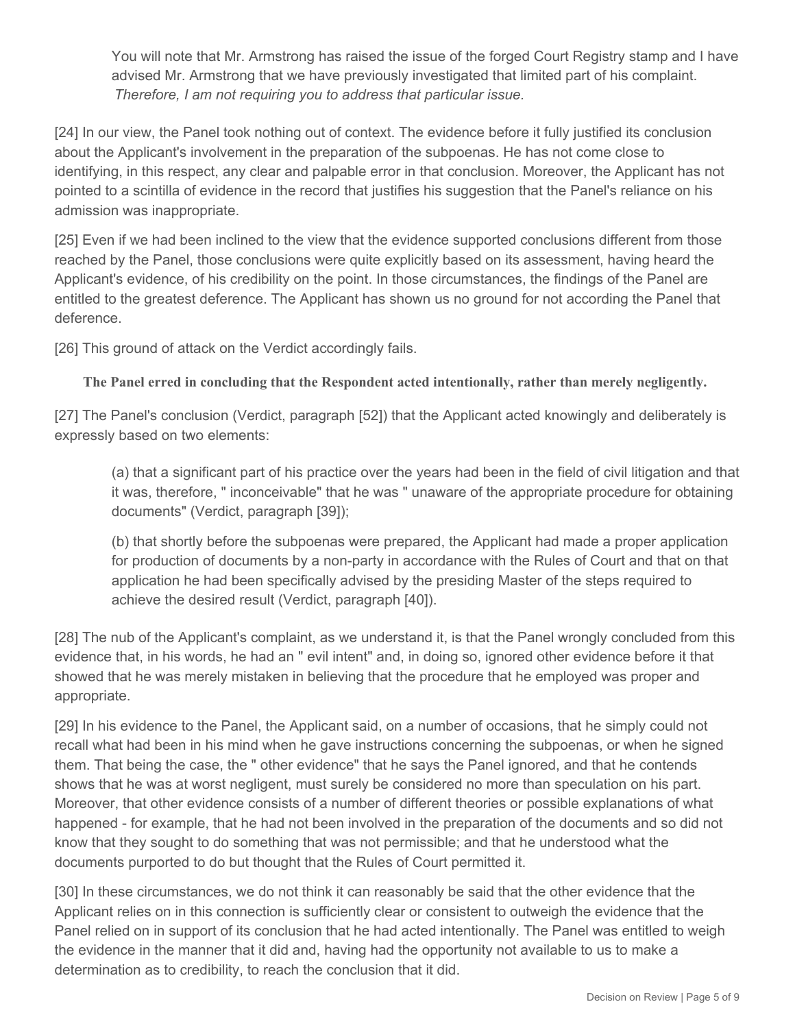> You will note that Mr. Armstrong has raised the issue of the forged Court Registry stamp and I have advised Mr. Armstrong that we have previously investigated that limited part of his complaint. *Therefore, I am not requiring you to address that particular issue.*

[24] In our view, the Panel took nothing out of context. The evidence before it fully justified its conclusion about the Applicant's involvement in the preparation of the subpoenas. He has not come close to identifying, in this respect, any clear and palpable error in that conclusion. Moreover, the Applicant has not pointed to a scintilla of evidence in the record that justifies his suggestion that the Panel's reliance on his admission was inappropriate.

[25] Even if we had been inclined to the view that the evidence supported conclusions different from those reached by the Panel, those conclusions were quite explicitly based on its assessment, having heard the Applicant's evidence, of his credibility on the point. In those circumstances, the findings of the Panel are entitled to the greatest deference. The Applicant has shown us no ground for not according the Panel that deference.

[26] This ground of attack on the Verdict accordingly fails.

**The Panel erred in concluding that the Respondent acted intentionally, rather than merely negligently.**

[27] The Panel's conclusion (Verdict, paragraph [52]) that the Applicant acted knowingly and deliberately is expressly based on two elements:

> (a) that a significant part of his practice over the years had been in the field of civil litigation and that it was, therefore, " inconceivable" that he was " unaware of the appropriate procedure for obtaining documents" (Verdict, paragraph [39]);
>
> (b) that shortly before the subpoenas were prepared, the Applicant had made a proper application for production of documents by a non-party in accordance with the Rules of Court and that on that application he had been specifically advised by the presiding Master of the steps required to achieve the desired result (Verdict, paragraph [40]).

[28] The nub of the Applicant's complaint, as we understand it, is that the Panel wrongly concluded from this evidence that, in his words, he had an " evil intent" and, in doing so, ignored other evidence before it that showed that he was merely mistaken in believing that the procedure that he employed was proper and appropriate.

[29] In his evidence to the Panel, the Applicant said, on a number of occasions, that he simply could not recall what had been in his mind when he gave instructions concerning the subpoenas, or when he signed them. That being the case, the " other evidence" that he says the Panel ignored, and that he contends shows that he was at worst negligent, must surely be considered no more than speculation on his part. Moreover, that other evidence consists of a number of different theories or possible explanations of what happened - for example, that he had not been involved in the preparation of the documents and so did not know that they sought to do something that was not permissible; and that he understood what the documents purported to do but thought that the Rules of Court permitted it.

[30] In these circumstances, we do not think it can reasonably be said that the other evidence that the Applicant relies on in this connection is sufficiently clear or consistent to outweigh the evidence that the Panel relied on in support of its conclusion that he had acted intentionally. The Panel was entitled to weigh the evidence in the manner that it did and, having had the opportunity not available to us to make a determination as to credibility, to reach the conclusion that it did.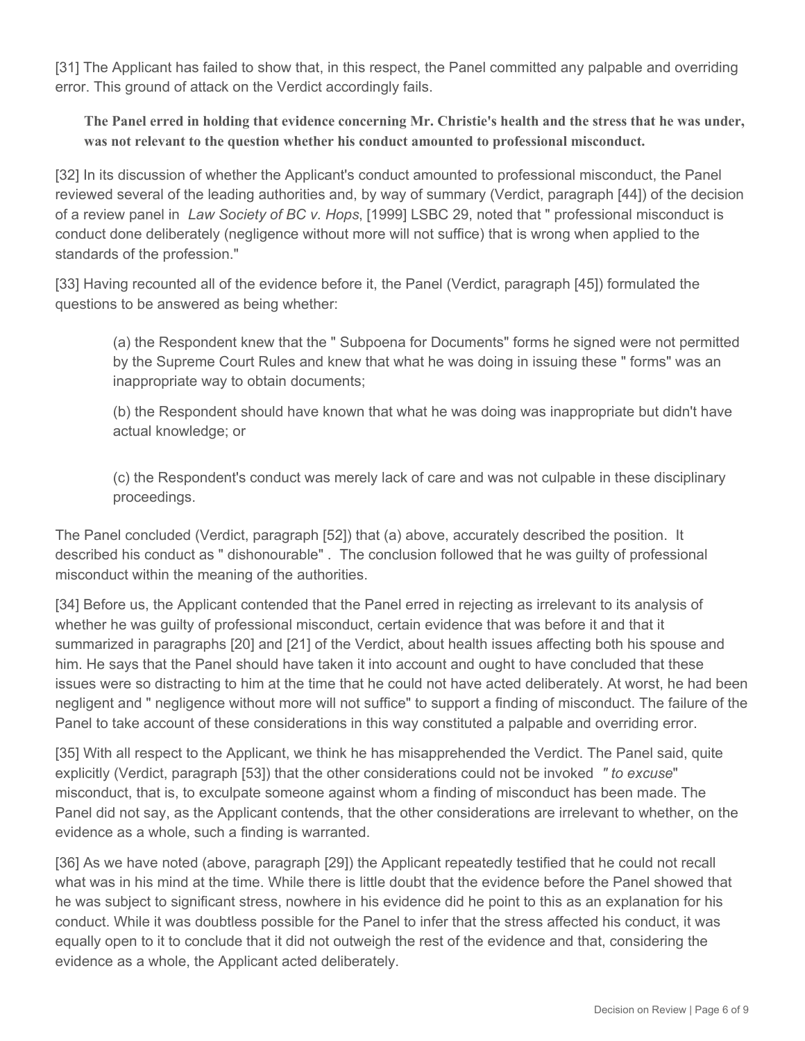[31] The Applicant has failed to show that, in this respect, the Panel committed any palpable and overriding error. This ground of attack on the Verdict accordingly fails.

**The Panel erred in holding that evidence concerning Mr. Christie's health and the stress that he was under, was not relevant to the question whether his conduct amounted to professional misconduct.**

[32] In its discussion of whether the Applicant's conduct amounted to professional misconduct, the Panel reviewed several of the leading authorities and, by way of summary (Verdict, paragraph [44]) of the decision of a review panel in *Law Society of BC v. Hops*, [1999] LSBC 29, noted that " professional misconduct is conduct done deliberately (negligence without more will not suffice) that is wrong when applied to the standards of the profession."

[33] Having recounted all of the evidence before it, the Panel (Verdict, paragraph [45]) formulated the questions to be answered as being whether:

> (a) the Respondent knew that the " Subpoena for Documents" forms he signed were not permitted by the Supreme Court Rules and knew that what he was doing in issuing these " forms" was an inappropriate way to obtain documents;
>
> (b) the Respondent should have known that what he was doing was inappropriate but didn't have actual knowledge; or
>
> (c) the Respondent's conduct was merely lack of care and was not culpable in these disciplinary proceedings.

The Panel concluded (Verdict, paragraph [52]) that (a) above, accurately described the position. It described his conduct as " dishonourable" . The conclusion followed that he was guilty of professional misconduct within the meaning of the authorities.

[34] Before us, the Applicant contended that the Panel erred in rejecting as irrelevant to its analysis of whether he was guilty of professional misconduct, certain evidence that was before it and that it summarized in paragraphs [20] and [21] of the Verdict, about health issues affecting both his spouse and him. He says that the Panel should have taken it into account and ought to have concluded that these issues were so distracting to him at the time that he could not have acted deliberately. At worst, he had been negligent and " negligence without more will not suffice" to support a finding of misconduct. The failure of the Panel to take account of these considerations in this way constituted a palpable and overriding error.

[35] With all respect to the Applicant, we think he has misapprehended the Verdict. The Panel said, quite explicitly (Verdict, paragraph [53]) that the other considerations could not be invoked *" to excuse*" misconduct, that is, to exculpate someone against whom a finding of misconduct has been made. The Panel did not say, as the Applicant contends, that the other considerations are irrelevant to whether, on the evidence as a whole, such a finding is warranted.

[36] As we have noted (above, paragraph [29]) the Applicant repeatedly testified that he could not recall what was in his mind at the time. While there is little doubt that the evidence before the Panel showed that he was subject to significant stress, nowhere in his evidence did he point to this as an explanation for his conduct. While it was doubtless possible for the Panel to infer that the stress affected his conduct, it was equally open to it to conclude that it did not outweigh the rest of the evidence and that, considering the evidence as a whole, the Applicant acted deliberately.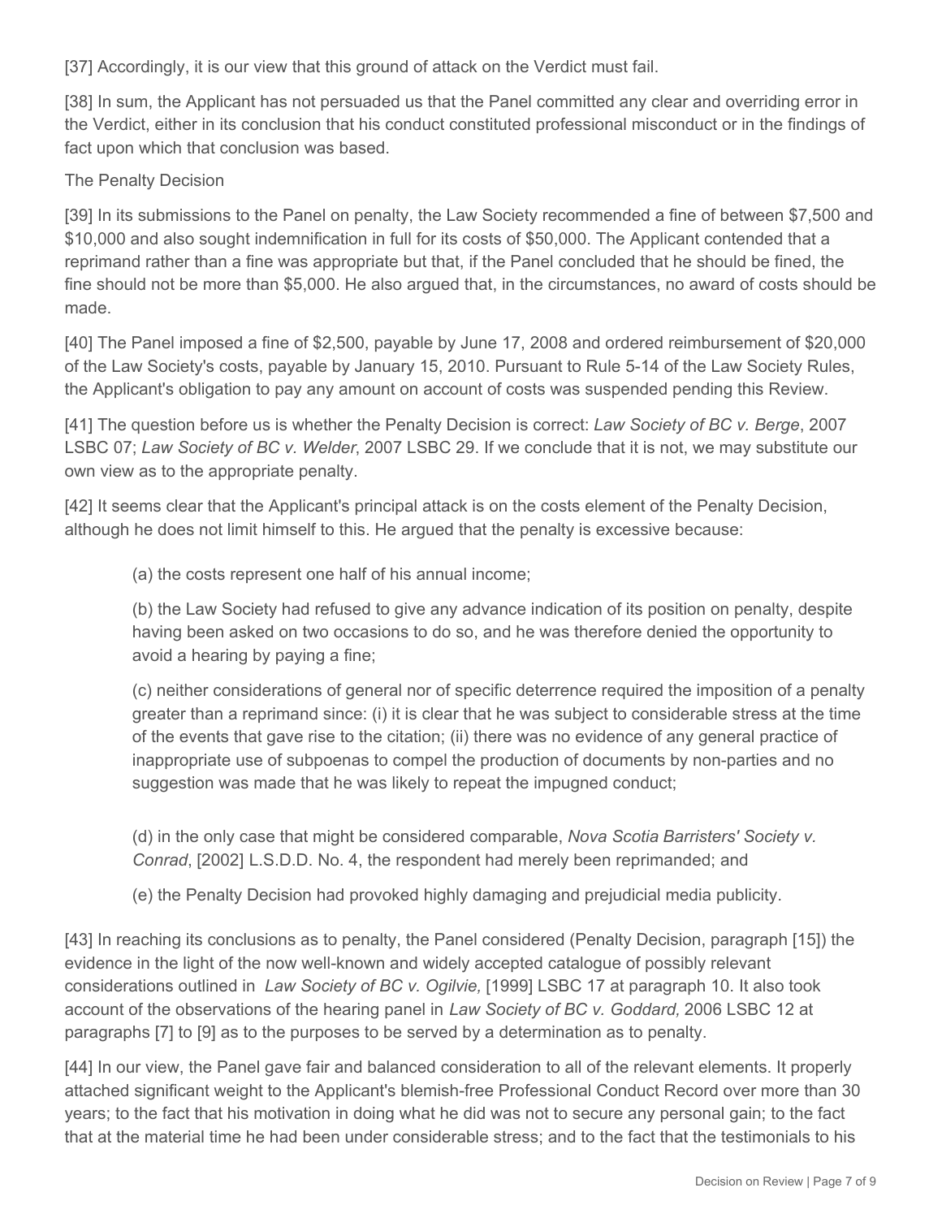[37] Accordingly, it is our view that this ground of attack on the Verdict must fail.

[38] In sum, the Applicant has not persuaded us that the Panel committed any clear and overriding error in the Verdict, either in its conclusion that his conduct constituted professional misconduct or in the findings of fact upon which that conclusion was based.

The Penalty Decision

[39] In its submissions to the Panel on penalty, the Law Society recommended a fine of between $7,500 and $10,000 and also sought indemnification in full for its costs of $50,000. The Applicant contended that a reprimand rather than a fine was appropriate but that, if the Panel concluded that he should be fined, the fine should not be more than $5,000. He also argued that, in the circumstances, no award of costs should be made.

[40] The Panel imposed a fine of $2,500, payable by June 17, 2008 and ordered reimbursement of $20,000 of the Law Society's costs, payable by January 15, 2010. Pursuant to Rule 5-14 of the Law Society Rules, the Applicant's obligation to pay any amount on account of costs was suspended pending this Review.

[41] The question before us is whether the Penalty Decision is correct: *Law Society of BC v. Berge*, 2007 LSBC 07; *Law Society of BC v. Welder*, 2007 LSBC 29. If we conclude that it is not, we may substitute our own view as to the appropriate penalty.

[42] It seems clear that the Applicant's principal attack is on the costs element of the Penalty Decision, although he does not limit himself to this. He argued that the penalty is excessive because:

(a) the costs represent one half of his annual income;

(b) the Law Society had refused to give any advance indication of its position on penalty, despite having been asked on two occasions to do so, and he was therefore denied the opportunity to avoid a hearing by paying a fine;

(c) neither considerations of general nor of specific deterrence required the imposition of a penalty greater than a reprimand since: (i) it is clear that he was subject to considerable stress at the time of the events that gave rise to the citation; (ii) there was no evidence of any general practice of inappropriate use of subpoenas to compel the production of documents by non-parties and no suggestion was made that he was likely to repeat the impugned conduct;

(d) in the only case that might be considered comparable, *Nova Scotia Barristers' Society v. Conrad*, [2002] L.S.D.D. No. 4, the respondent had merely been reprimanded; and

(e) the Penalty Decision had provoked highly damaging and prejudicial media publicity.

[43] In reaching its conclusions as to penalty, the Panel considered (Penalty Decision, paragraph [15]) the evidence in the light of the now well-known and widely accepted catalogue of possibly relevant considerations outlined in *Law Society of BC v. Ogilvie,* [1999] LSBC 17 at paragraph 10. It also took account of the observations of the hearing panel in *Law Society of BC v. Goddard,* 2006 LSBC 12 at paragraphs [7] to [9] as to the purposes to be served by a determination as to penalty.

[44] In our view, the Panel gave fair and balanced consideration to all of the relevant elements. It properly attached significant weight to the Applicant's blemish-free Professional Conduct Record over more than 30 years; to the fact that his motivation in doing what he did was not to secure any personal gain; to the fact that at the material time he had been under considerable stress; and to the fact that the testimonials to his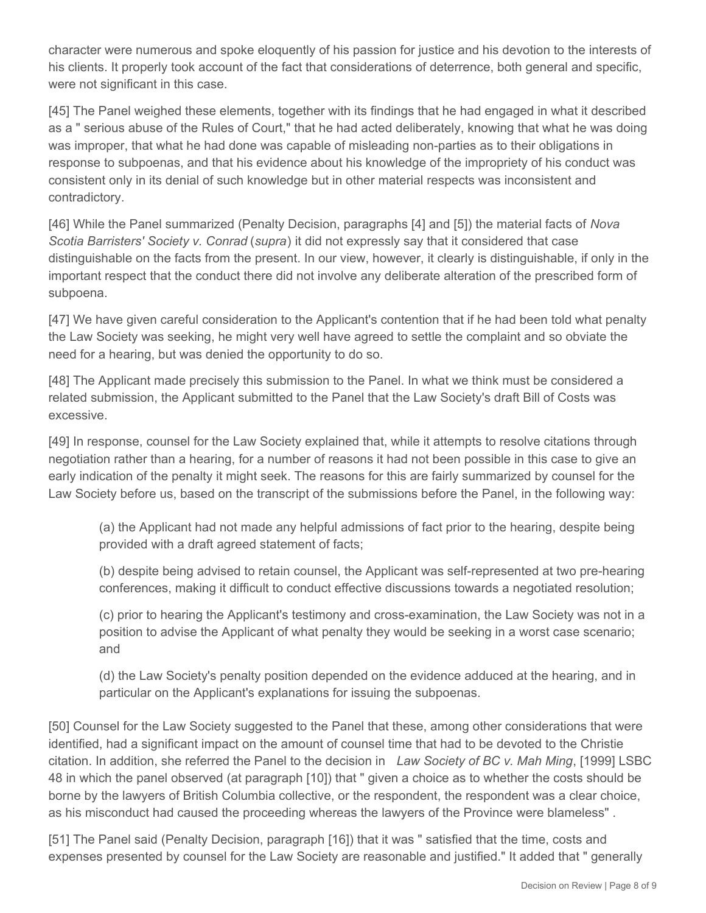character were numerous and spoke eloquently of his passion for justice and his devotion to the interests of his clients. It properly took account of the fact that considerations of deterrence, both general and specific, were not significant in this case.

[45] The Panel weighed these elements, together with its findings that he had engaged in what it described as a " serious abuse of the Rules of Court," that he had acted deliberately, knowing that what he was doing was improper, that what he had done was capable of misleading non-parties as to their obligations in response to subpoenas, and that his evidence about his knowledge of the impropriety of his conduct was consistent only in its denial of such knowledge but in other material respects was inconsistent and contradictory.

[46] While the Panel summarized (Penalty Decision, paragraphs [4] and [5]) the material facts of *Nova Scotia Barristers' Society v. Conrad* (*supra*) it did not expressly say that it considered that case distinguishable on the facts from the present. In our view, however, it clearly is distinguishable, if only in the important respect that the conduct there did not involve any deliberate alteration of the prescribed form of subpoena.

[47] We have given careful consideration to the Applicant's contention that if he had been told what penalty the Law Society was seeking, he might very well have agreed to settle the complaint and so obviate the need for a hearing, but was denied the opportunity to do so.

[48] The Applicant made precisely this submission to the Panel. In what we think must be considered a related submission, the Applicant submitted to the Panel that the Law Society's draft Bill of Costs was excessive.

[49] In response, counsel for the Law Society explained that, while it attempts to resolve citations through negotiation rather than a hearing, for a number of reasons it had not been possible in this case to give an early indication of the penalty it might seek. The reasons for this are fairly summarized by counsel for the Law Society before us, based on the transcript of the submissions before the Panel, in the following way:

> (a) the Applicant had not made any helpful admissions of fact prior to the hearing, despite being provided with a draft agreed statement of facts;
>
> (b) despite being advised to retain counsel, the Applicant was self-represented at two pre-hearing conferences, making it difficult to conduct effective discussions towards a negotiated resolution;
>
> (c) prior to hearing the Applicant's testimony and cross-examination, the Law Society was not in a position to advise the Applicant of what penalty they would be seeking in a worst case scenario; and
>
> (d) the Law Society's penalty position depended on the evidence adduced at the hearing, and in particular on the Applicant's explanations for issuing the subpoenas.

[50] Counsel for the Law Society suggested to the Panel that these, among other considerations that were identified, had a significant impact on the amount of counsel time that had to be devoted to the Christie citation. In addition, she referred the Panel to the decision in *Law Society of BC v. Mah Ming*, [1999] LSBC 48 in which the panel observed (at paragraph [10]) that " given a choice as to whether the costs should be borne by the lawyers of British Columbia collective, or the respondent, the respondent was a clear choice, as his misconduct had caused the proceeding whereas the lawyers of the Province were blameless" .

[51] The Panel said (Penalty Decision, paragraph [16]) that it was " satisfied that the time, costs and expenses presented by counsel for the Law Society are reasonable and justified." It added that " generally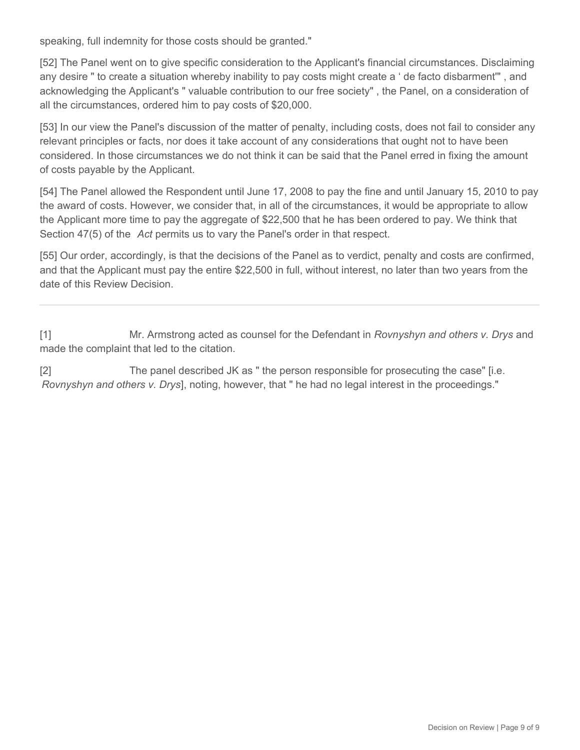speaking, full indemnity for those costs should be granted."

[52] The Panel went on to give specific consideration to the Applicant's financial circumstances. Disclaiming any desire " to create a situation whereby inability to pay costs might create a ' de facto disbarment'" , and acknowledging the Applicant's " valuable contribution to our free society" , the Panel, on a consideration of all the circumstances, ordered him to pay costs of $20,000.

[53] In our view the Panel's discussion of the matter of penalty, including costs, does not fail to consider any relevant principles or facts, nor does it take account of any considerations that ought not to have been considered. In those circumstances we do not think it can be said that the Panel erred in fixing the amount of costs payable by the Applicant.

[54] The Panel allowed the Respondent until June 17, 2008 to pay the fine and until January 15, 2010 to pay the award of costs. However, we consider that, in all of the circumstances, it would be appropriate to allow the Applicant more time to pay the aggregate of $22,500 that he has been ordered to pay. We think that Section 47(5) of the *Act* permits us to vary the Panel's order in that respect.

[55] Our order, accordingly, is that the decisions of the Panel as to verdict, penalty and costs are confirmed, and that the Applicant must pay the entire $22,500 in full, without interest, no later than two years from the date of this Review Decision.

---

[1] Mr. Armstrong acted as counsel for the Defendant in *Rovnyshyn and others v. Drys* and made the complaint that led to the citation.

[2] The panel described JK as " the person responsible for prosecuting the case" [i.e. *Rovnyshyn and others v. Drys*], noting, however, that " he had no legal interest in the proceedings."